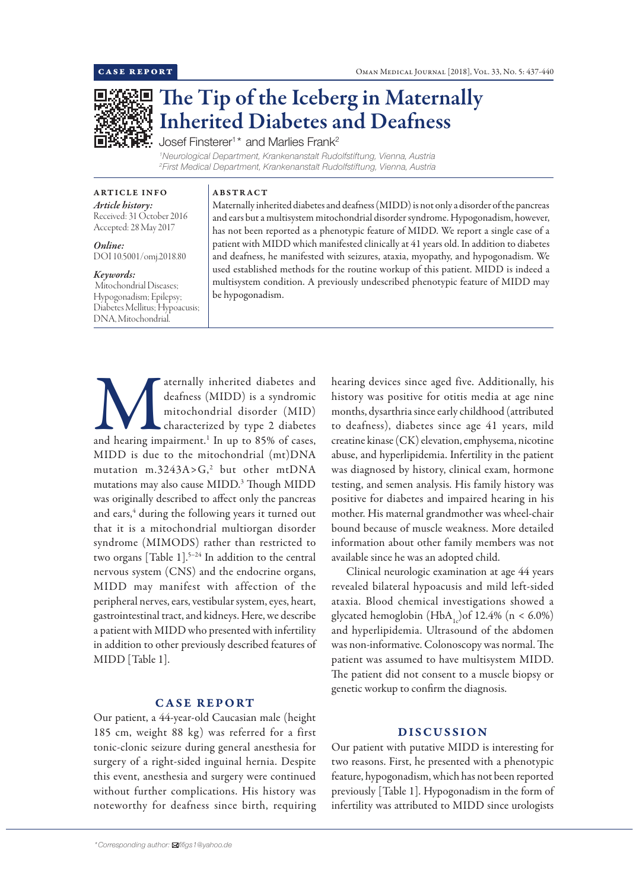CASE REPORT

# The Tip of the Iceberg in Maternally Inherited Diabetes and Deafness

Josef Finsterer[1]* and Marlies Frank[2]

[1]Neurological Department, Krankenanstalt Rudolfstiftung, Vienna, Austria
[2]First Medical Department, Krankenanstalt Rudolfstiftung, Vienna, Austria

**ARTICLE INFO**

*Article history:*
Received: 31 October 2016
Accepted: 28 May 2017

*Online:*
DOI 10.5001/omj.2018.80

*Keywords:*
Mitochondrial Diseases; Hypogonadism; Epilepsy; Diabetes Mellitus; Hypoacusis; DNA, Mitochondrial.

**ABSTRACT**

Maternally inherited diabetes and deafness (MIDD) is not only a disorder of the pancreas and ears but a multisystem mitochondrial disorder syndrome. Hypogonadism, however, has not been reported as a phenotypic feature of MIDD. We report a single case of a patient with MIDD which manifested clinically at 41 years old. In addition to diabetes and deafness, he manifested with seizures, ataxia, myopathy, and hypogonadism. We used established methods for the routine workup of this patient. MIDD is indeed a multisystem condition. A previously undescribed phenotypic feature of MIDD may be hypogonadism.

Maternally inherited diabetes and deafness (MIDD) is a syndromic mitochondrial disorder (MID) characterized by type 2 diabetes and hearing impairment.[1] In up to 85% of cases, MIDD is due to the mitochondrial (mt)DNA mutation m.3243A>G,[2] but other mtDNA mutations may also cause MIDD.[3] Though MIDD was originally described to affect only the pancreas and ears,[4] during the following years it turned out that it is a mitochondrial multiorgan disorder syndrome (MIMODS) rather than restricted to two organs [Table 1].[5–24] In addition to the central nervous system (CNS) and the endocrine organs, MIDD may manifest with affection of the peripheral nerves, ears, vestibular system, eyes, heart, gastrointestinal tract, and kidneys. Here, we describe a patient with MIDD who presented with infertility in addition to other previously described features of MIDD [Table 1].

## CASE REPORT

Our patient, a 44-year-old Caucasian male (height 185 cm, weight 88 kg) was referred for a first tonic-clonic seizure during general anesthesia for surgery of a right-sided inguinal hernia. Despite this event, anesthesia and surgery were continued without further complications. His history was noteworthy for deafness since birth, requiring hearing devices since aged five. Additionally, his history was positive for otitis media at age nine months, dysarthria since early childhood (attributed to deafness), diabetes since age 41 years, mild creatine kinase (CK) elevation, emphysema, nicotine abuse, and hyperlipidemia. Infertility in the patient was diagnosed by history, clinical exam, hormone testing, and semen analysis. His family history was positive for diabetes and impaired hearing in his mother. His maternal grandmother was wheel-chair bound because of muscle weakness. More detailed information about other family members was not available since he was an adopted child.

Clinical neurologic examination at age 44 years revealed bilateral hypoacusis and mild left-sided ataxia. Blood chemical investigations showed a glycated hemoglobin ($HbA_{1c}$)of 12.4% (n < 6.0%) and hyperlipidemia. Ultrasound of the abdomen was non-informative. Colonoscopy was normal. The patient was assumed to have multisystem MIDD. The patient did not consent to a muscle biopsy or genetic workup to confirm the diagnosis.

## DISCUSSION

Our patient with putative MIDD is interesting for two reasons. First, he presented with a phenotypic feature, hypogonadism, which has not been reported previously [Table 1]. Hypogonadism in the form of infertility was attributed to MIDD since urologists

*Corresponding author: fifigs1@yahoo.de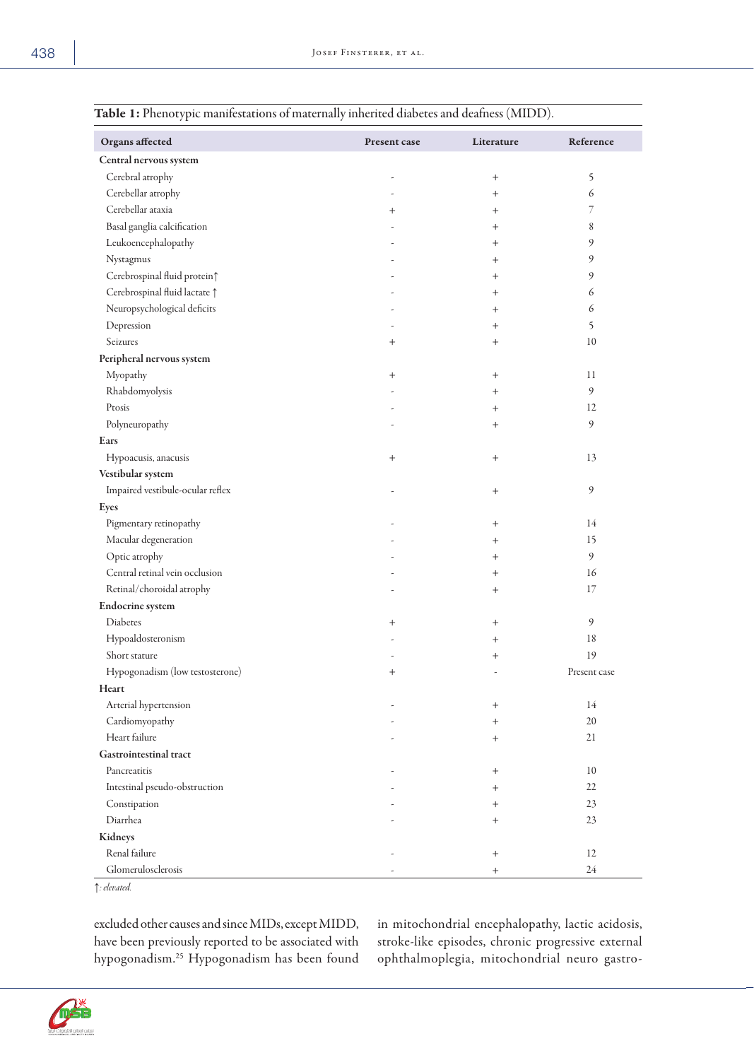**Table 1:** Phenotypic manifestations of maternally inherited diabetes and deafness (MIDD).

| Organs affected | Present case | Literature | Reference |
|---|---|---|---|
| **Central nervous system** | | | |
| Cerebral atrophy | - | + | 5 |
| Cerebellar atrophy | - | + | 6 |
| Cerebellar ataxia | + | + | 7 |
| Basal ganglia calcification | - | + | 8 |
| Leukoencephalopathy | - | + | 9 |
| Nystagmus | - | + | 9 |
| Cerebrospinal fluid protein↑ | - | + | 9 |
| Cerebrospinal fluid lactate ↑ | - | + | 6 |
| Neuropsychological deficits | - | + | 6 |
| Depression | - | + | 5 |
| Seizures | + | + | 10 |
| **Peripheral nervous system** | | | |
| Myopathy | + | + | 11 |
| Rhabdomyolysis | - | + | 9 |
| Ptosis | - | + | 12 |
| Polyneuropathy | - | + | 9 |
| **Ears** | | | |
| Hypoacusis, anacusis | + | + | 13 |
| **Vestibular system** | | | |
| Impaired vestibule-ocular reflex | - | + | 9 |
| **Eyes** | | | |
| Pigmentary retinopathy | - | + | 14 |
| Macular degeneration | - | + | 15 |
| Optic atrophy | - | + | 9 |
| Central retinal vein occlusion | - | + | 16 |
| Retinal/choroidal atrophy | - | + | 17 |
| **Endocrine system** | | | |
| Diabetes | + | + | 9 |
| Hypoaldosteronism | - | + | 18 |
| Short stature | - | + | 19 |
| Hypogonadism (low testosterone) | + | - | Present case |
| **Heart** | | | |
| Arterial hypertension | - | + | 14 |
| Cardiomyopathy | - | + | 20 |
| Heart failure | - | + | 21 |
| **Gastrointestinal tract** | | | |
| Pancreatitis | - | + | 10 |
| Intestinal pseudo-obstruction | - | + | 22 |
| Constipation | - | + | 23 |
| Diarrhea | - | + | 23 |
| **Kidneys** | | | |
| Renal failure | - | + | 12 |
| Glomerulosclerosis | - | + | 24 |

↑: *elevated.*

excluded other causes and since MIDs, except MIDD, have been previously reported to be associated with hypogonadism.[25] Hypogonadism has been found in mitochondrial encephalopathy, lactic acidosis, stroke-like episodes, chronic progressive external ophthalmoplegia, mitochondrial neuro gastro-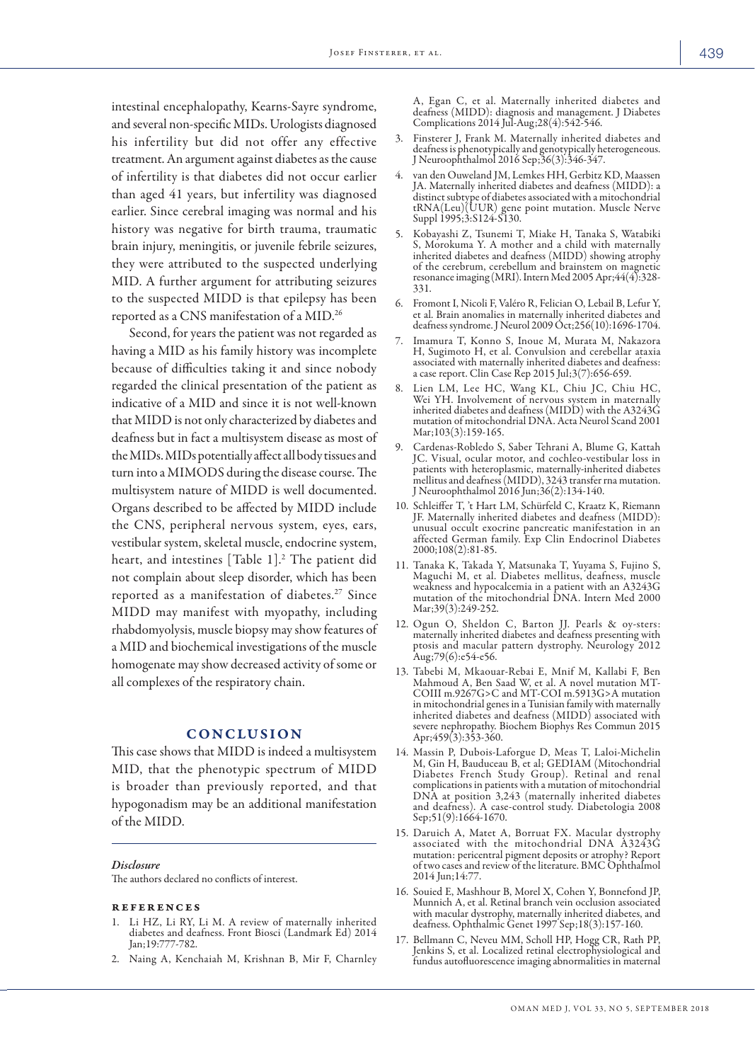intestinal encephalopathy, Kearns-Sayre syndrome, and several non-specific MIDs. Urologists diagnosed his infertility but did not offer any effective treatment. An argument against diabetes as the cause of infertility is that diabetes did not occur earlier than aged 41 years, but infertility was diagnosed earlier. Since cerebral imaging was normal and his history was negative for birth trauma, traumatic brain injury, meningitis, or juvenile febrile seizures, they were attributed to the suspected underlying MID. A further argument for attributing seizures to the suspected MIDD is that epilepsy has been reported as a CNS manifestation of a MID.[26]

Second, for years the patient was not regarded as having a MID as his family history was incomplete because of difficulties taking it and since nobody regarded the clinical presentation of the patient as indicative of a MID and since it is not well-known that MIDD is not only characterized by diabetes and deafness but in fact a multisystem disease as most of the MIDs. MIDs potentially affect all body tissues and turn into a MIMODS during the disease course. The multisystem nature of MIDD is well documented. Organs described to be affected by MIDD include the CNS, peripheral nervous system, eyes, ears, vestibular system, skeletal muscle, endocrine system, heart, and intestines [Table 1].[2] The patient did not complain about sleep disorder, which has been reported as a manifestation of diabetes.[27] Since MIDD may manifest with myopathy, including rhabdomyolysis, muscle biopsy may show features of a MID and biochemical investigations of the muscle homogenate may show decreased activity of some or all complexes of the respiratory chain.

## CONCLUSION

This case shows that MIDD is indeed a multisystem MID, that the phenotypic spectrum of MIDD is broader than previously reported, and that hypogonadism may be an additional manifestation of the MIDD.

*Disclosure*

The authors declared no conflicts of interest.

### REFERENCES

1. Li HZ, Li RY, Li M. A review of maternally inherited diabetes and deafness. Front Biosci (Landmark Ed) 2014 Jan;19:777-782.
2. Naing A, Kenchaiah M, Krishnan B, Mir F, Charnley A, Egan C, et al. Maternally inherited diabetes and deafness (MIDD): diagnosis and management. J Diabetes Complications 2014 Jul-Aug;28(4):542-546.
3. Finsterer J, Frank M. Maternally inherited diabetes and deafness is phenotypically and genotypically heterogeneous. J Neuroophthalmol 2016 Sep;36(3):346-347.
4. van den Ouweland JM, Lemkes HH, Gerbitz KD, Maassen JA. Maternally inherited diabetes and deafness (MIDD): a distinct subtype of diabetes associated with a mitochondrial tRNA(Leu)(UUR) gene point mutation. Muscle Nerve Suppl 1995;3:S124-S130.
5. Kobayashi Z, Tsunemi T, Miake H, Tanaka S, Watabiki S, Morokuma Y. A mother and a child with maternally inherited diabetes and deafness (MIDD) showing atrophy of the cerebrum, cerebellum and brainstem on magnetic resonance imaging (MRI). Intern Med 2005 Apr;44(4):328-331.
6. Fromont I, Nicoli F, Valéro R, Felician O, Lebail B, Lefur Y, et al. Brain anomalies in maternally inherited diabetes and deafness syndrome. J Neurol 2009 Oct;256(10):1696-1704.
7. Imamura T, Konno S, Inoue M, Murata M, Nakazora H, Sugimoto H, et al. Convulsion and cerebellar ataxia associated with maternally inherited diabetes and deafness: a case report. Clin Case Rep 2015 Jul;3(7):656-659.
8. Lien LM, Lee HC, Wang KL, Chiu JC, Chiu HC, Wei YH. Involvement of nervous system in maternally inherited diabetes and deafness (MIDD) with the A3243G mutation of mitochondrial DNA. Acta Neurol Scand 2001 Mar;103(3):159-165.
9. Cardenas-Robledo S, Saber Tehrani A, Blume G, Kattah JC. Visual, ocular motor, and cochleo-vestibular loss in patients with heteroplasmic, maternally-inherited diabetes mellitus and deafness (MIDD), 3243 transfer rna mutation. J Neuroophthalmol 2016 Jun;36(2):134-140.
10. Schleiffer T, 't Hart LM, Schürfeld C, Kraatz K, Riemann JF. Maternally inherited diabetes and deafness (MIDD): unusual occult exocrine pancreatic manifestation in an affected German family. Exp Clin Endocrinol Diabetes 2000;108(2):81-85.
11. Tanaka K, Takada Y, Matsunaka T, Yuyama S, Fujino S, Maguchi M, et al. Diabetes mellitus, deafness, muscle weakness and hypocalcemia in a patient with an A3243G mutation of the mitochondrial DNA. Intern Med 2000 Mar;39(3):249-252.
12. Ogun O, Sheldon C, Barton JJ. Pearls & oy-sters: maternally inherited diabetes and deafness presenting with ptosis and macular pattern dystrophy. Neurology 2012 Aug;79(6):e54-e56.
13. Tabebi M, Mkaouar-Rebai E, Mnif M, Kallabi F, Ben Mahmoud A, Ben Saad W, et al. A novel mutation MT-COIII m.9267G>C and MT-COI m.5913G>A mutation in mitochondrial genes in a Tunisian family with maternally inherited diabetes and deafness (MIDD) associated with severe nephropathy. Biochem Biophys Res Commun 2015 Apr;459(3):353-360.
14. Massin P, Dubois-Laforgue D, Meas T, Laloi-Michelin M, Gin H, Bauduceau B, et al; GEDIAM (Mitochondrial Diabetes French Study Group). Retinal and renal complications in patients with a mutation of mitochondrial DNA at position 3,243 (maternally inherited diabetes and deafness). A case-control study. Diabetologia 2008 Sep;51(9):1664-1670.
15. Daruich A, Matet A, Borruat FX. Macular dystrophy associated with the mitochondrial DNA A3243G mutation: pericentral pigment deposits or atrophy? Report of two cases and review of the literature. BMC Ophthalmol 2014 Jun;14:77.
16. Souied E, Mashhour B, Morel X, Cohen Y, Bonnefond JP, Munnich A, et al. Retinal branch vein occlusion associated with macular dystrophy, maternally inherited diabetes, and deafness. Ophthalmic Genet 1997 Sep;18(3):157-160.
17. Bellmann C, Neveu MM, Scholl HP, Hogg CR, Rath PP, Jenkins S, et al. Localized retinal electrophysiological and fundus autofluorescence imaging abnormalities in maternal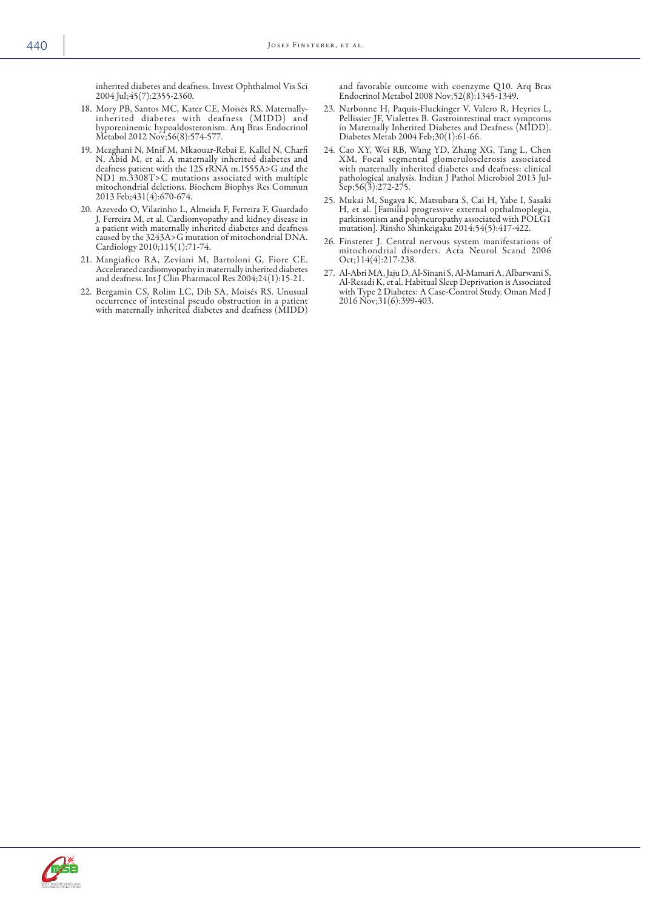inherited diabetes and deafness. Invest Ophthalmol Vis Sci 2004 Jul;45(7):2355-2360.

18. Mory PB, Santos MC, Kater CE, Moisés RS. Maternally-inherited diabetes with deafness (MIDD) and hyporeninemic hypoaldosteronism. Arq Bras Endocrinol Metabol 2012 Nov;56(8):574-577.
19. Mezghani N, Mnif M, Mkaouar-Rebai E, Kallel N, Charfi N, Abid M, et al. A maternally inherited diabetes and deafness patient with the 12S rRNA m.1555A>G and the ND1 m.3308T>C mutations associated with multiple mitochondrial deletions. Biochem Biophys Res Commun 2013 Feb;431(4):670-674.
20. Azevedo O, Vilarinho L, Almeida F, Ferreira F, Guardado J, Ferreira M, et al. Cardiomyopathy and kidney disease in a patient with maternally inherited diabetes and deafness caused by the 3243A>G mutation of mitochondrial DNA. Cardiology 2010;115(1):71-74.
21. Mangiafico RA, Zeviani M, Bartoloni G, Fiore CE. Accelerated cardiomyopathy in maternally inherited diabetes and deafness. Int J Clin Pharmacol Res 2004;24(1):15-21.
22. Bergamin CS, Rolim LC, Dib SA, Moisés RS. Unusual occurrence of intestinal pseudo obstruction in a patient with maternally inherited diabetes and deafness (MIDD) and favorable outcome with coenzyme Q10. Arq Bras Endocrinol Metabol 2008 Nov;52(8):1345-1349.
23. Narbonne H, Paquis-Fluckinger V, Valero R, Heyries L, Pellissier JF, Vialettes B. Gastrointestinal tract symptoms in Maternally Inherited Diabetes and Deafness (MIDD). Diabetes Metab 2004 Feb;30(1):61-66.
24. Cao XY, Wei RB, Wang YD, Zhang XG, Tang L, Chen XM. Focal segmental glomerulosclerosis associated with maternally inherited diabetes and deafness: clinical pathological analysis. Indian J Pathol Microbiol 2013 Jul-Sep;56(3):272-275.
25. Mukai M, Sugaya K, Matsubara S, Cai H, Yabe I, Sasaki H, et al. [Familial progressive external opthalmoplegia, parkinsonism and polyneuropathy associated with POLG1 mutation]. Rinsho Shinkeigaku 2014;54(5):417-422.
26. Finsterer J. Central nervous system manifestations of mitochondrial disorders. Acta Neurol Scand 2006 Oct;114(4):217-238.
27. Al-Abri MA, Jaju D, Al-Sinani S, Al-Mamari A, Albarwani S, Al-Resadi K, et al. Habitual Sleep Deprivation is Associated with Type 2 Diabetes: A Case-Control Study. Oman Med J 2016 Nov;31(6):399-403.